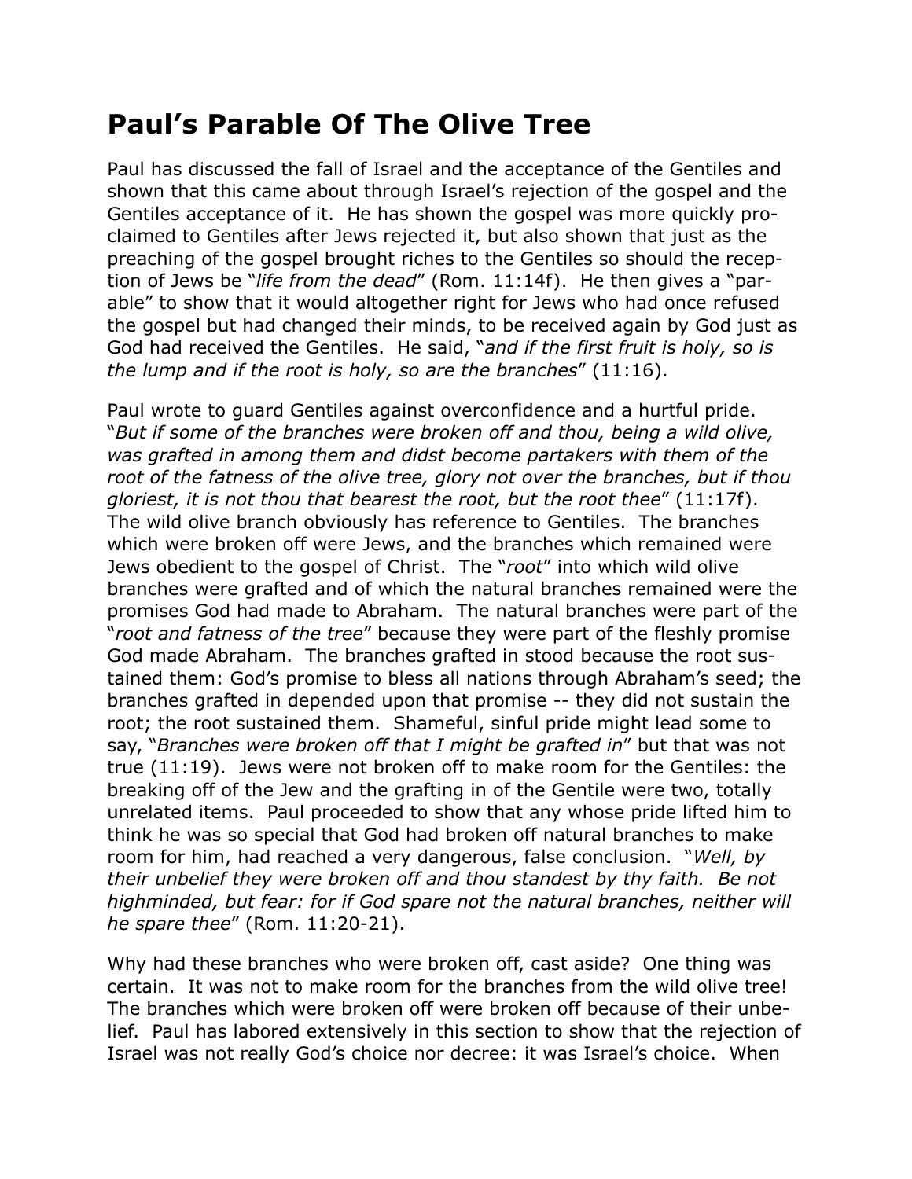# Paul's Parable Of The Olive Tree

Paul has discussed the fall of Israel and the acceptance of the Gentiles and shown that this came about through Israel's rejection of the gospel and the Gentiles acceptance of it. He has shown the gospel was more quickly proclaimed to Gentiles after Jews rejected it, but also shown that just as the preaching of the gospel brought riches to the Gentiles so should the reception of Jews be "*life from the dead*" (Rom. 11:14f). He then gives a "parable" to show that it would altogether right for Jews who had once refused the gospel but had changed their minds, to be received again by God just as God had received the Gentiles. He said, "*and if the first fruit is holy, so is the lump and if the root is holy, so are the branches*" (11:16).

Paul wrote to guard Gentiles against overconfidence and a hurtful pride. "*But if some of the branches were broken off and thou, being a wild olive, was grafted in among them and didst become partakers with them of the root of the fatness of the olive tree, glory not over the branches, but if thou gloriest, it is not thou that bearest the root, but the root thee*" (11:17f). The wild olive branch obviously has reference to Gentiles. The branches which were broken off were Jews, and the branches which remained were Jews obedient to the gospel of Christ. The "*root*" into which wild olive branches were grafted and of which the natural branches remained were the promises God had made to Abraham. The natural branches were part of the "*root and fatness of the tree*" because they were part of the fleshly promise God made Abraham. The branches grafted in stood because the root sustained them: God's promise to bless all nations through Abraham's seed; the branches grafted in depended upon that promise -- they did not sustain the root; the root sustained them. Shameful, sinful pride might lead some to say, "*Branches were broken off that I might be grafted in*" but that was not true (11:19). Jews were not broken off to make room for the Gentiles: the breaking off of the Jew and the grafting in of the Gentile were two, totally unrelated items. Paul proceeded to show that any whose pride lifted him to think he was so special that God had broken off natural branches to make room for him, had reached a very dangerous, false conclusion. "*Well, by their unbelief they were broken off and thou standest by thy faith. Be not highminded, but fear: for if God spare not the natural branches, neither will he spare thee*" (Rom. 11:20-21).

Why had these branches who were broken off, cast aside? One thing was certain. It was not to make room for the branches from the wild olive tree! The branches which were broken off were broken off because of their unbelief. Paul has labored extensively in this section to show that the rejection of Israel was not really God's choice nor decree: it was Israel's choice. When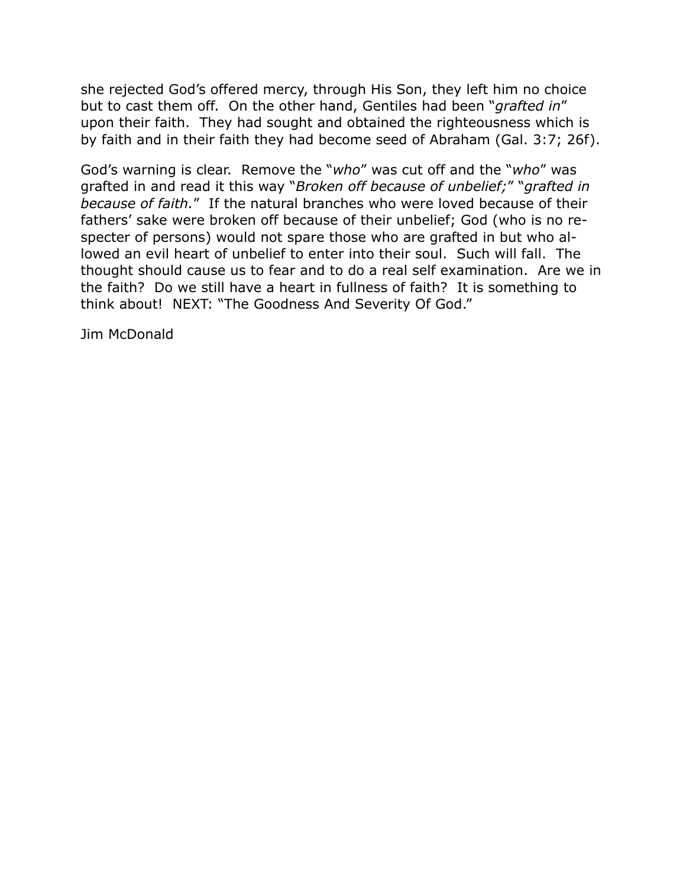she rejected God's offered mercy, through His Son, they left him no choice but to cast them off. On the other hand, Gentiles had been "*grafted in*" upon their faith. They had sought and obtained the righteousness which is by faith and in their faith they had become seed of Abraham (Gal. 3:7; 26f).

God's warning is clear. Remove the "*who*" was cut off and the "*who*" was grafted in and read it this way "*Broken off because of unbelief;*" "*grafted in because of faith.*" If the natural branches who were loved because of their fathers' sake were broken off because of their unbelief; God (who is no respecter of persons) would not spare those who are grafted in but who allowed an evil heart of unbelief to enter into their soul. Such will fall. The thought should cause us to fear and to do a real self examination. Are we in the faith? Do we still have a heart in fullness of faith? It is something to think about! NEXT: "The Goodness And Severity Of God."

Jim McDonald